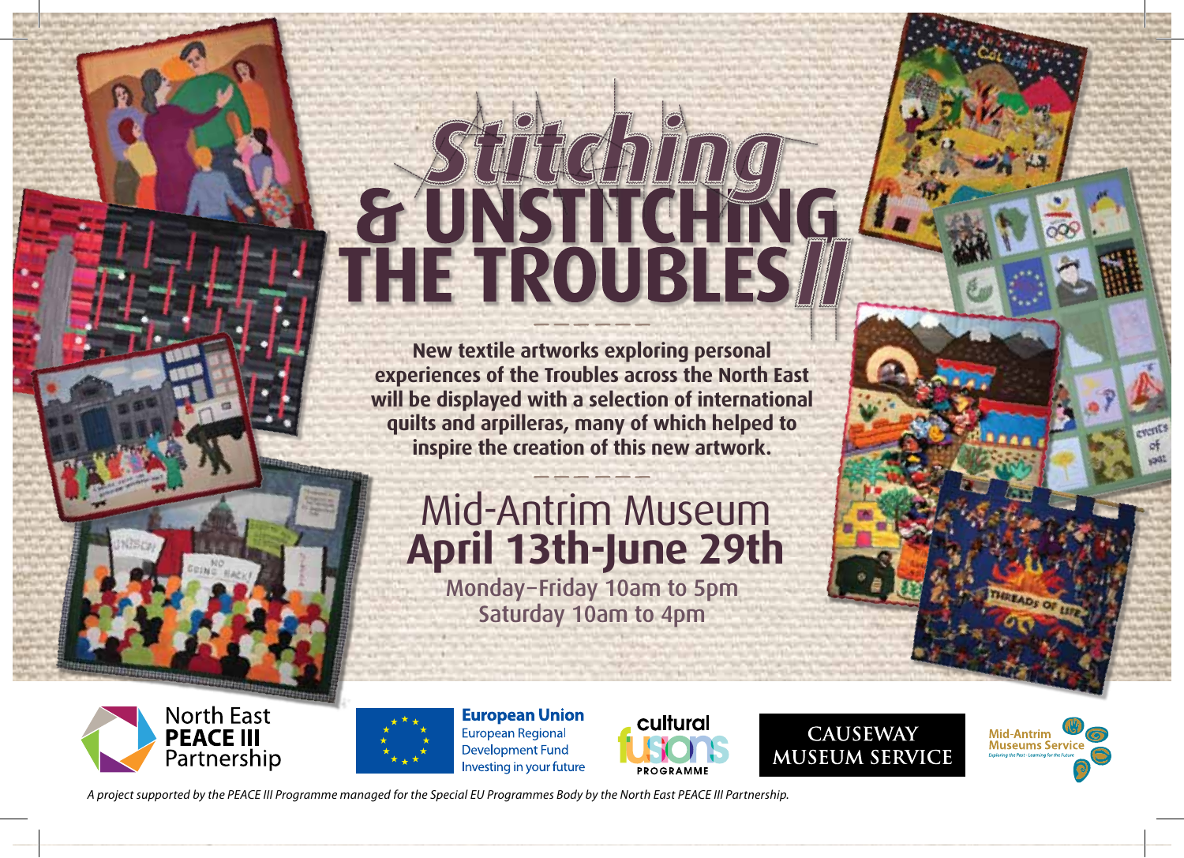# Stitching & UNSTITCHING THE TROUBLES II

**New textile artworks exploring personal experiences of the Troubles across the North East will be displayed with a selection of international quilts and arpilleras, many of which helped to inspire the creation of this new artwork.**

## Mid-Antrim Museum
## April 13th-June 29th

Monday–Friday 10am to 5pm
Saturday 10am to 4pm

North East **PEACE III** Partnership

**European Union**
European Regional Development Fund
Investing in your future

cultural fusions PROGRAMME

CAUSEWAY MUSEUM SERVICE

Mid-Antrim Museums Service
Exploring the Past · Learning for the Future

*A project supported by the PEACE III Programme managed for the Special EU Programmes Body by the North East PEACE III Partnership.*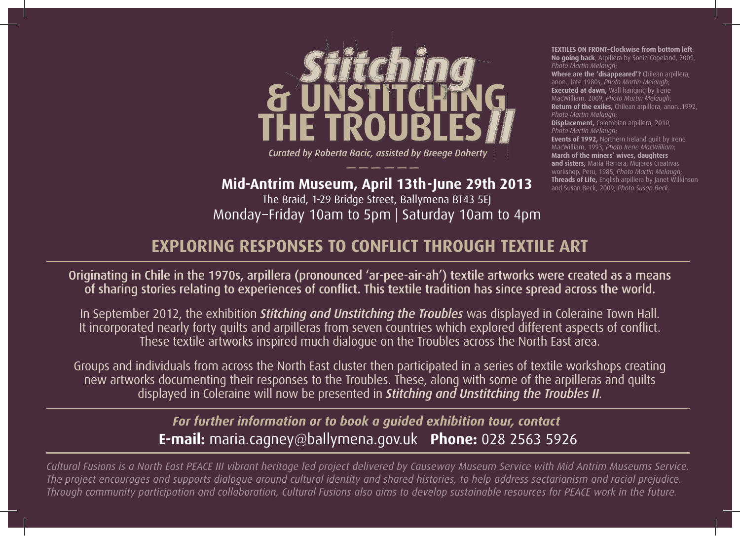# *Stitching* & UNSTITCHING THE TROUBLES II

*Curated by Roberta Bacic, assisted by Breege Doherty*

**Mid-Antrim Museum, April 13th-June 29th 2013**

The Braid, 1-29 Bridge Street, Ballymena BT43 5EJ

Monday–Friday 10am to 5pm | Saturday 10am to 4pm

**TEXTILES ON FRONT–Clockwise from bottom left**:
**No going back**, Arpillera by Sonia Copeland, 2009, *Photo Martin Melaugh*;
**Where are the 'disappeared'?** Chilean arpillera, anon., late 1980s, *Photo Martin Melaugh*;
**Executed at dawn,** Wall hanging by Irene MacWilliam, 2009, *Photo Martin Melaugh*;
**Return of the exiles,** Chilean arpillera, anon.,1992, *Photo Martin Melaugh*;
**Displacement,** Colombian arpillera, 2010, *Photo Martin Melaugh*;
**Events of 1992,** Northern Ireland quilt by Irene MacWilliam, 1993, *Photo Irene MacWilliam*;
**March of the miners' wives, daughters and sisters,** María Herrera, Mujeres Creativas workshop, Peru, 1985, *Photo Martin Melaugh*;
**Threads of Life,** English arpillera by Janet Wilkinson and Susan Beck, 2009, *Photo Susan Beck*.

## EXPLORING RESPONSES TO CONFLICT THROUGH TEXTILE ART

Originating in Chile in the 1970s, arpillera (pronounced 'ar-pee-air-ah') textile artworks were created as a means of sharing stories relating to experiences of conflict. This textile tradition has since spread across the world.

In September 2012, the exhibition *Stitching and Unstitching the Troubles* was displayed in Coleraine Town Hall. It incorporated nearly forty quilts and arpilleras from seven countries which explored different aspects of conflict. These textile artworks inspired much dialogue on the Troubles across the North East area.

Groups and individuals from across the North East cluster then participated in a series of textile workshops creating new artworks documenting their responses to the Troubles. These, along with some of the arpilleras and quilts displayed in Coleraine will now be presented in *Stitching and Unstitching the Troubles II*.

***For further information or to book a guided exhibition tour, contact***

**E-mail:** maria.cagney@ballymena.gov.uk **Phone:** 028 2563 5926

*Cultural Fusions is a North East PEACE III vibrant heritage led project delivered by Causeway Museum Service with Mid Antrim Museums Service. The project encourages and supports dialogue around cultural identity and shared histories, to help address sectarianism and racial prejudice. Through community participation and collaboration, Cultural Fusions also aims to develop sustainable resources for PEACE work in the future.*